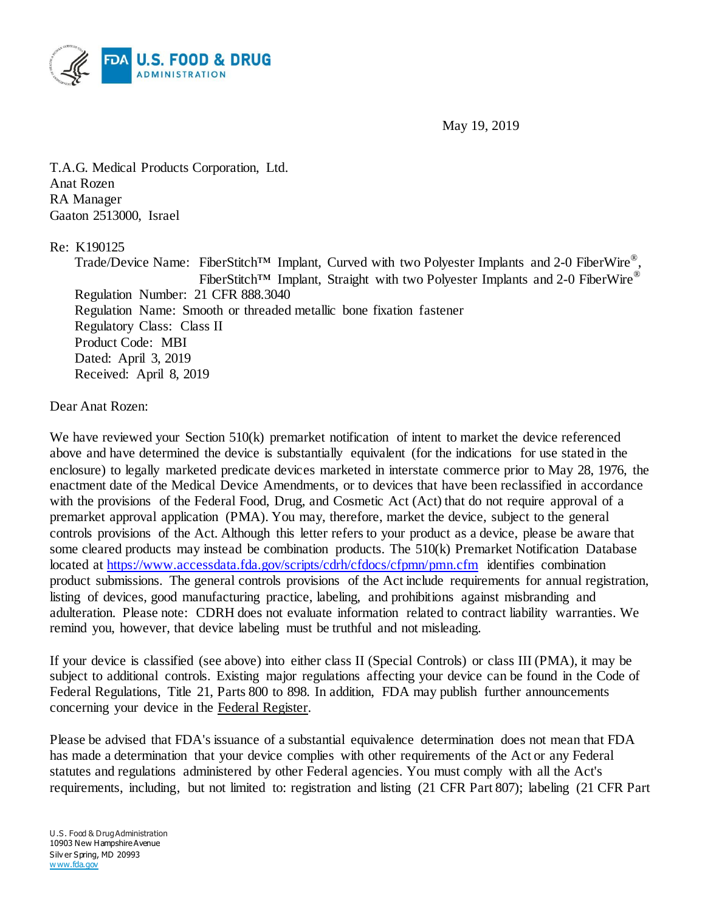May 19, 2019

T.A.G. Medical Products Corporation, Ltd.
Anat Rozen
RA Manager
Gaaton 2513000, Israel

Re: K190125

Trade/Device Name: FiberStitch™ Implant, Curved with two Polyester Implants and 2-0 FiberWire®, FiberStitch™ Implant, Straight with two Polyester Implants and 2-0 FiberWire®
Regulation Number: 21 CFR 888.3040
Regulation Name: Smooth or threaded metallic bone fixation fastener
Regulatory Class: Class II
Product Code: MBI
Dated: April 3, 2019
Received: April 8, 2019

Dear Anat Rozen:

We have reviewed your Section 510(k) premarket notification of intent to market the device referenced above and have determined the device is substantially equivalent (for the indications for use stated in the enclosure) to legally marketed predicate devices marketed in interstate commerce prior to May 28, 1976, the enactment date of the Medical Device Amendments, or to devices that have been reclassified in accordance with the provisions of the Federal Food, Drug, and Cosmetic Act (Act) that do not require approval of a premarket approval application (PMA). You may, therefore, market the device, subject to the general controls provisions of the Act. Although this letter refers to your product as a device, please be aware that some cleared products may instead be combination products. The 510(k) Premarket Notification Database located at https://www.accessdata.fda.gov/scripts/cdrh/cfdocs/cfpmn/pmn.cfm identifies combination product submissions. The general controls provisions of the Act include requirements for annual registration, listing of devices, good manufacturing practice, labeling, and prohibitions against misbranding and adulteration. Please note: CDRH does not evaluate information related to contract liability warranties. We remind you, however, that device labeling must be truthful and not misleading.

If your device is classified (see above) into either class II (Special Controls) or class III (PMA), it may be subject to additional controls. Existing major regulations affecting your device can be found in the Code of Federal Regulations, Title 21, Parts 800 to 898. In addition, FDA may publish further announcements concerning your device in the Federal Register.

Please be advised that FDA's issuance of a substantial equivalence determination does not mean that FDA has made a determination that your device complies with other requirements of the Act or any Federal statutes and regulations administered by other Federal agencies. You must comply with all the Act's requirements, including, but not limited to: registration and listing (21 CFR Part 807); labeling (21 CFR Part

U.S. Food & Drug Administration
10903 New Hampshire Avenue
Silver Spring, MD 20993
www.fda.gov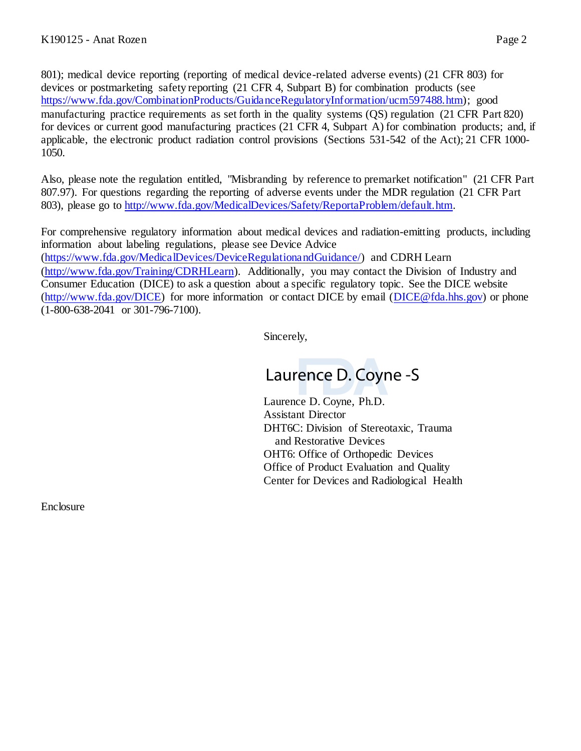801); medical device reporting (reporting of medical device-related adverse events) (21 CFR 803) for devices or postmarketing safety reporting (21 CFR 4, Subpart B) for combination products (see https://www.fda.gov/CombinationProducts/GuidanceRegulatoryInformation/ucm597488.htm); good manufacturing practice requirements as set forth in the quality systems (QS) regulation (21 CFR Part 820) for devices or current good manufacturing practices (21 CFR 4, Subpart A) for combination products; and, if applicable, the electronic product radiation control provisions (Sections 531-542 of the Act); 21 CFR 1000-1050.

Also, please note the regulation entitled, "Misbranding by reference to premarket notification" (21 CFR Part 807.97). For questions regarding the reporting of adverse events under the MDR regulation (21 CFR Part 803), please go to http://www.fda.gov/MedicalDevices/Safety/ReportaProblem/default.htm.

For comprehensive regulatory information about medical devices and radiation-emitting products, including information about labeling regulations, please see Device Advice (https://www.fda.gov/MedicalDevices/DeviceRegulationandGuidance/) and CDRH Learn (http://www.fda.gov/Training/CDRHLearn). Additionally, you may contact the Division of Industry and Consumer Education (DICE) to ask a question about a specific regulatory topic. See the DICE website (http://www.fda.gov/DICE) for more information or contact DICE by email (DICE@fda.hhs.gov) or phone (1-800-638-2041 or 301-796-7100).

Sincerely,

Laurence D. Coyne -S

Laurence D. Coyne, Ph.D.
Assistant Director
DHT6C: Division of Stereotaxic, Trauma and Restorative Devices
OHT6: Office of Orthopedic Devices
Office of Product Evaluation and Quality
Center for Devices and Radiological Health

Enclosure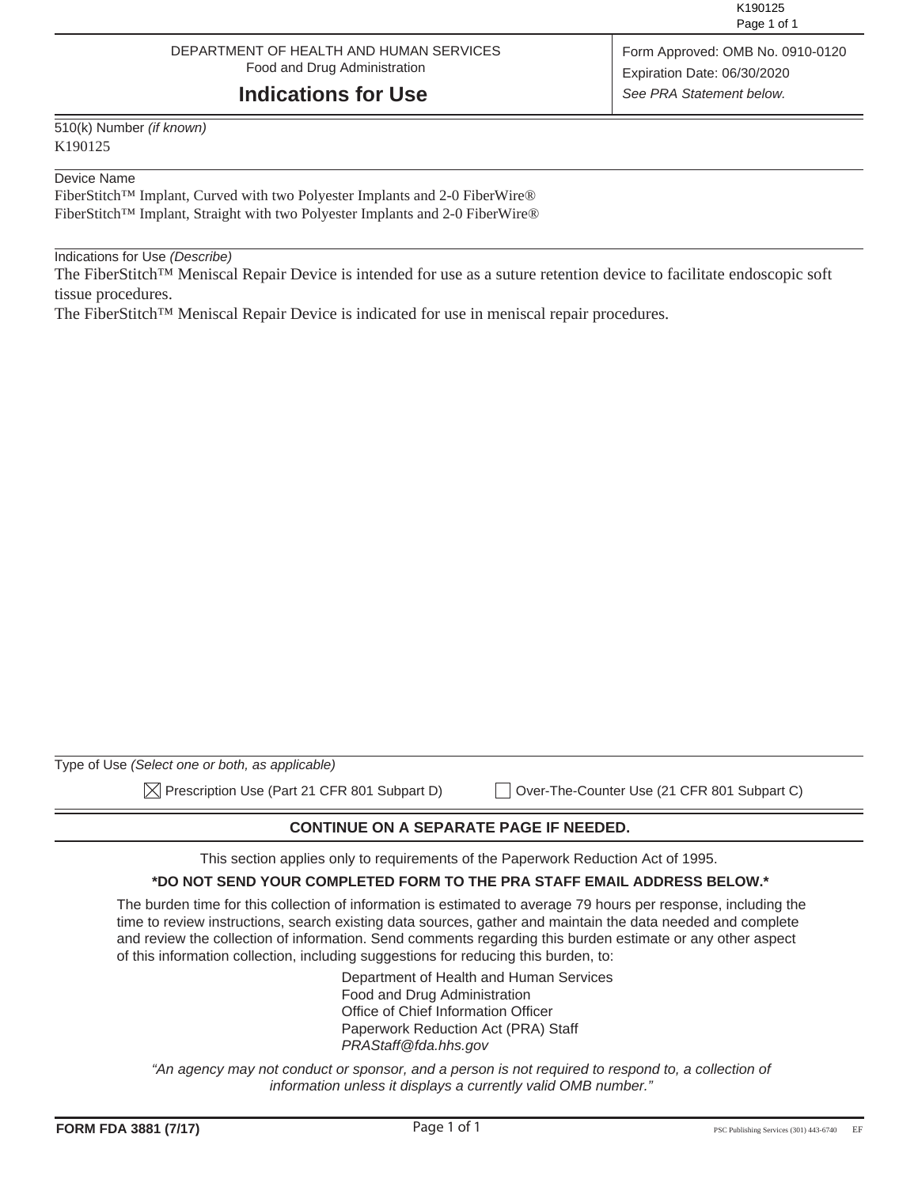DEPARTMENT OF HEALTH AND HUMAN SERVICES
Food and Drug Administration

# Indications for Use

Form Approved: OMB No. 0910-0120
Expiration Date: 06/30/2020
*See PRA Statement below.*

510(k) Number *(if known)*
K190125

Device Name
FiberStitch™ Implant, Curved with two Polyester Implants and 2-0 FiberWire®
FiberStitch™ Implant, Straight with two Polyester Implants and 2-0 FiberWire®

Indications for Use *(Describe)*
The FiberStitch™ Meniscal Repair Device is intended for use as a suture retention device to facilitate endoscopic soft tissue procedures.
The FiberStitch™ Meniscal Repair Device is indicated for use in meniscal repair procedures.

Type of Use *(Select one or both, as applicable)*

☒ Prescription Use (Part 21 CFR 801 Subpart D) ☐ Over-The-Counter Use (21 CFR 801 Subpart C)

**CONTINUE ON A SEPARATE PAGE IF NEEDED.**

This section applies only to requirements of the Paperwork Reduction Act of 1995.

**\*DO NOT SEND YOUR COMPLETED FORM TO THE PRA STAFF EMAIL ADDRESS BELOW.\***

The burden time for this collection of information is estimated to average 79 hours per response, including the time to review instructions, search existing data sources, gather and maintain the data needed and complete and review the collection of information. Send comments regarding this burden estimate or any other aspect of this information collection, including suggestions for reducing this burden, to:

Department of Health and Human Services
Food and Drug Administration
Office of Chief Information Officer
Paperwork Reduction Act (PRA) Staff
*PRAStaff@fda.hhs.gov*

*"An agency may not conduct or sponsor, and a person is not required to respond to, a collection of information unless it displays a currently valid OMB number."*

**FORM FDA 3881 (7/17)**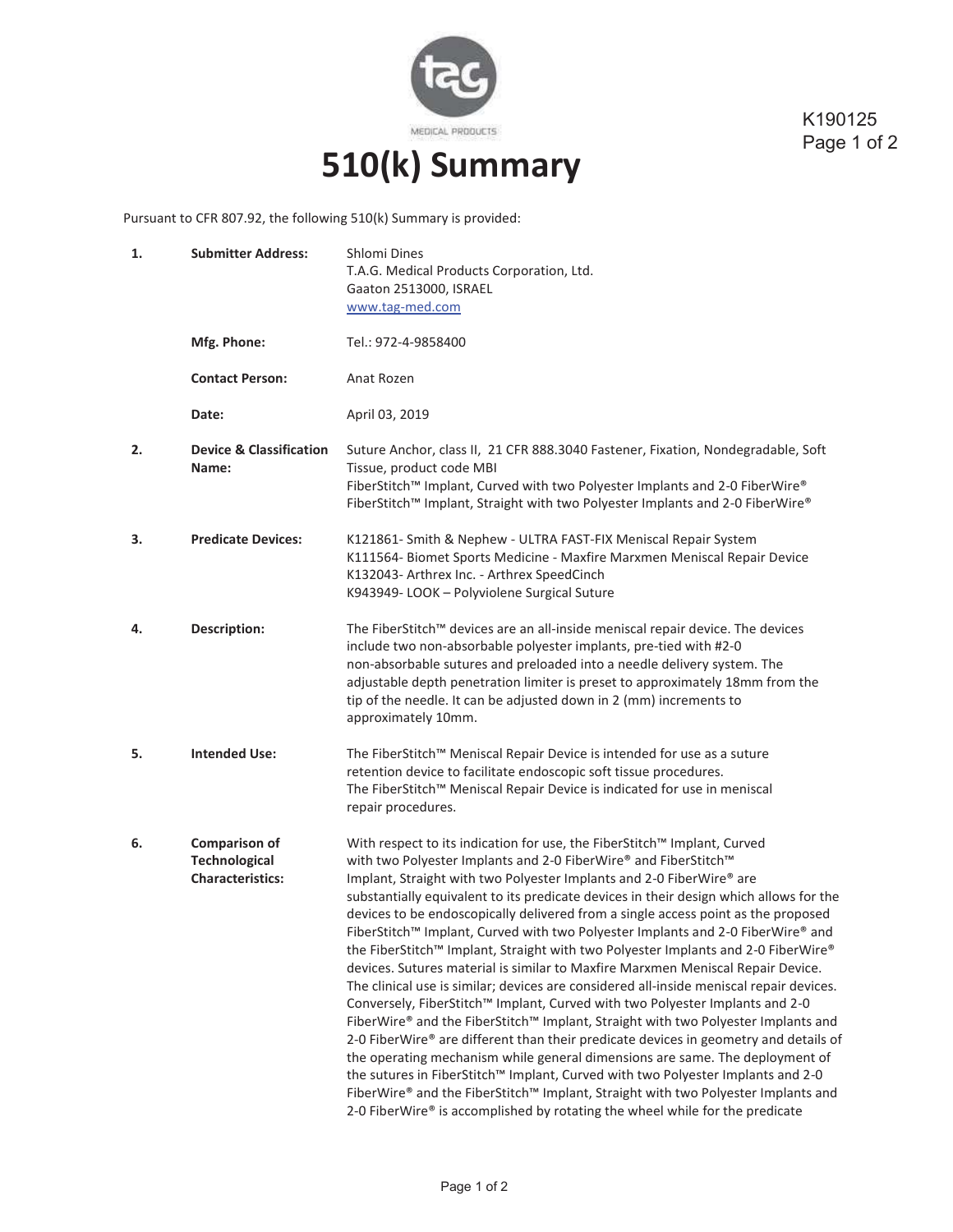MEDICAL PRODUCTS

K190125

# 510(k) Summary

Pursuant to CFR 807.92, the following 510(k) Summary is provided:

| | | |
|---|---|---|
| **1.** | **Submitter Address:** | Shlomi Dines<br>T.A.G. Medical Products Corporation, Ltd.<br>Gaaton 2513000, ISRAEL<br>www.tag-med.com |
| | **Mfg. Phone:** | Tel.: 972-4-9858400 |
| | **Contact Person:** | Anat Rozen |
| | **Date:** | April 03, 2019 |
| **2.** | **Device & Classification Name:** | Suture Anchor, class II, 21 CFR 888.3040 Fastener, Fixation, Nondegradable, Soft Tissue, product code MBI<br>FiberStitch™ Implant, Curved with two Polyester Implants and 2-0 FiberWire®<br>FiberStitch™ Implant, Straight with two Polyester Implants and 2-0 FiberWire® |
| **3.** | **Predicate Devices:** | K121861- Smith & Nephew - ULTRA FAST-FIX Meniscal Repair System<br>K111564- Biomet Sports Medicine - Maxfire Marxmen Meniscal Repair Device<br>K132043- Arthrex Inc. - Arthrex SpeedCinch<br>K943949- LOOK – Polyviolene Surgical Suture |
| **4.** | **Description:** | The FiberStitch™ devices are an all-inside meniscal repair device. The devices include two non-absorbable polyester implants, pre-tied with #2-0 non-absorbable sutures and preloaded into a needle delivery system. The adjustable depth penetration limiter is preset to approximately 18mm from the tip of the needle. It can be adjusted down in 2 (mm) increments to approximately 10mm. |
| **5.** | **Intended Use:** | The FiberStitch™ Meniscal Repair Device is intended for use as a suture retention device to facilitate endoscopic soft tissue procedures.<br>The FiberStitch™ Meniscal Repair Device is indicated for use in meniscal repair procedures. |
| **6.** | **Comparison of Technological Characteristics:** | With respect to its indication for use, the FiberStitch™ Implant, Curved with two Polyester Implants and 2-0 FiberWire® and FiberStitch™ Implant, Straight with two Polyester Implants and 2-0 FiberWire® are substantially equivalent to its predicate devices in their design which allows for the devices to be endoscopically delivered from a single access point as the proposed FiberStitch™ Implant, Curved with two Polyester Implants and 2-0 FiberWire® and the FiberStitch™ Implant, Straight with two Polyester Implants and 2-0 FiberWire® devices. Sutures material is similar to Maxfire Marxmen Meniscal Repair Device. The clinical use is similar; devices are considered all-inside meniscal repair devices. Conversely, FiberStitch™ Implant, Curved with two Polyester Implants and 2-0 FiberWire® and the FiberStitch™ Implant, Straight with two Polyester Implants and 2-0 FiberWire® are different than their predicate devices in geometry and details of the operating mechanism while general dimensions are same. The deployment of the sutures in FiberStitch™ Implant, Curved with two Polyester Implants and 2-0 FiberWire® and the FiberStitch™ Implant, Straight with two Polyester Implants and 2-0 FiberWire® is accomplished by rotating the wheel while for the predicate |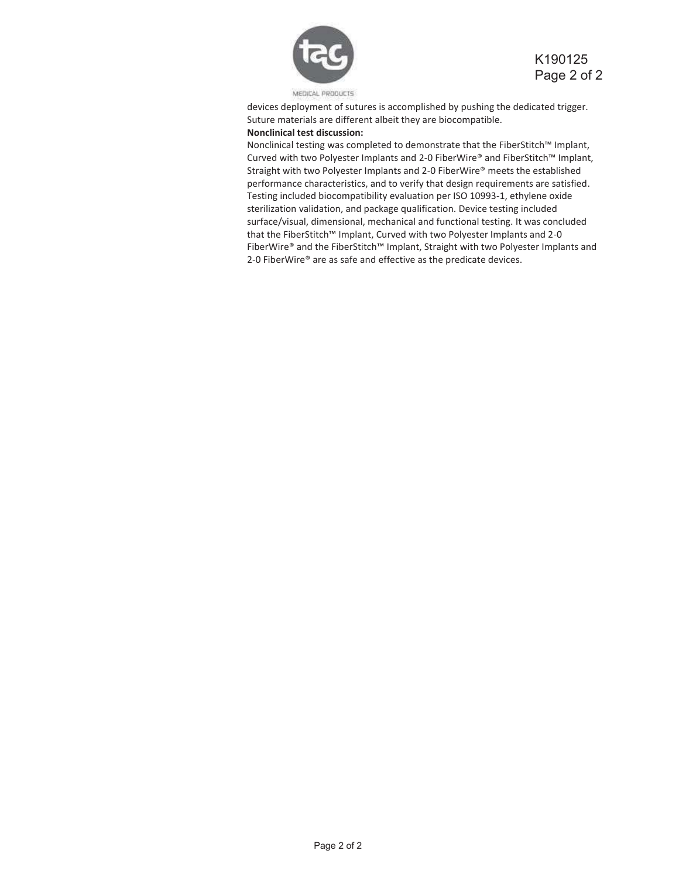devices deployment of sutures is accomplished by pushing the dedicated trigger. Suture materials are different albeit they are biocompatible.

**Nonclinical test discussion:**

Nonclinical testing was completed to demonstrate that the FiberStitch™ Implant, Curved with two Polyester Implants and 2-0 FiberWire® and FiberStitch™ Implant, Straight with two Polyester Implants and 2-0 FiberWire® meets the established performance characteristics, and to verify that design requirements are satisfied. Testing included biocompatibility evaluation per ISO 10993-1, ethylene oxide sterilization validation, and package qualification. Device testing included surface/visual, dimensional, mechanical and functional testing. It was concluded that the FiberStitch™ Implant, Curved with two Polyester Implants and 2-0 FiberWire® and the FiberStitch™ Implant, Straight with two Polyester Implants and 2-0 FiberWire® are as safe and effective as the predicate devices.